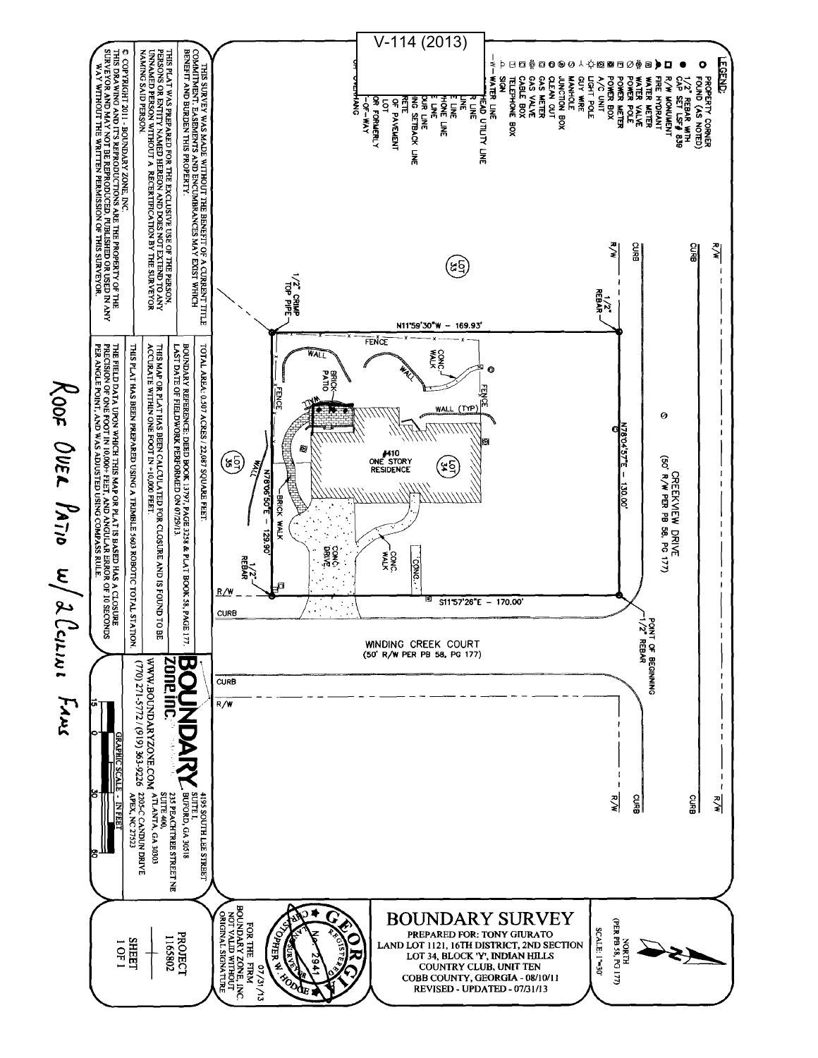V-114 (2013)

**LEGEND:**

- PROPERTY CORNER FOUND (AS NOTED)
- 1/2" REBAR WITH CAP SET LSF# 839
- R/W MONUMENT
- FIRE HYDRANT
- WATER METER
- WATER VALVE
- POWER POLE
- POWER METER
- POWER BOX
- A/C UNIT
- LIGHT POLE
- GUY WIRE
- MANHOLE
- JUNCTION BOX
- CLEAN OUT
- GAS METER
- GAS VALVE
- CABLE BOX
- TELEPHONE BOX
- SIGN
- —W— WATER LINE
- OVERHEAD UTILITY LINE
- SEWER LINE
- GAS LINE
- TELEPHONE LINE
- CABLE LINE
- FENCE LINE
- BUILDING SETBACK LINE
- CONCRETE
- EDGE OF PAVEMENT
- LOT
- NOW OR FORMERLY
- RIGHT-OF-WAY
- OVERHANG

CREEKVIEW DRIVE (50' R/W PER PB 58, PG 177)

WINDING CREEK COURT (50' R/W PER PB 58, PG 177)

N11°59'30"W – 169.93'

N78°04'57"E – 130.00'

S11°57'26"E – 170.00'

N78°06'50"E – 129.90'

LOT 33 — LOT 34 — LOT 35

#410 ONE STORY RESIDENCE

1/2" CRIMP TOP PIPE — 1/2" REBAR — POINT OF BEGINNING 1/2" REBAR — 1/2" REBAR

FENCE — CONC. WALK — WALL — BRICK PATIO — WALL (TYP) — BRICK WALK — CONC. DRIVE — CONC. — CURB — R/W

THIS SURVEY WAS MADE WITHOUT THE BENEFIT OF A CURRENT TITLE COMMITMENT. EASEMENTS AND ENCUMBRANCES MAY EXIST WHICH BENEFIT AND BURDEN THIS PROPERTY.

THIS PLAT WAS PREPARED FOR THE EXCLUSIVE USE OF THE PERSON, PERSONS OR ENTITY NAMED HEREON AND DOES NOT EXTEND TO ANY UNNAMED PERSON WITHOUT A RECERTIFICATION BY THE SURVEYOR NAMING SAID PERSON.

© COPYRIGHT 2011 - BOUNDARY ZONE, INC. THIS DRAWING AND IT'S REPRODUCTIONS ARE THE PROPERTY OF THE SURVEYOR AND MAY NOT BE REPRODUCED, PUBLISHED OR USED IN ANY WAY WITHOUT THE WRITTEN PERMISSION OF THIS SURVEYOR.

TOTAL AREA: 0.507 ACRES / 22,087 SQUARE FEET.

BOUNDARY REFERENCE: DEED BOOK 13797, PAGE 3256 & PLAT BOOK 58, PAGE 177.
LAST DATE OF FIELDWORK PERFORMED ON 07/29/13.

THIS MAP OR PLAT HAS BEEN CALCULATED FOR CLOSURE AND IS FOUND TO BE ACCURATE WITHIN ONE FOOT IN +10,000 FEET.

THIS PLAT HAS BEEN PREPARED USING A TRIMBLE 5603 ROBOTIC TOTAL STATION.

THE FIELD DATA UPON WHICH THIS MAP OR PLAT IS BASED HAS A CLOSURE PRECISION OF ONE FOOT IN 10,000+ FEET, AND ANGULAR ERROR OF 10 SECONDS PER ANGLE POINT, AND WAS ADJUSTED USING COMPASS RULE.

**BOUNDARY zone, inc.**

4195 SOUTH LEE STREET SUITE I, BUFORD, GA 30518
235 PEACHTREE STREET NE SUITE 400, ATLANTA, GA 30303
2205-C CANDUN DRIVE APEX, NC 27523
WWW.BOUNDARYZONE.COM
(770) 271-5772 / (919) 363-9226

GRAPHIC SCALE - IN FEET: 15, 0, 30, 60

# BOUNDARY SURVEY

PREPARED FOR: TONY GIURATO
LAND LOT 1121, 16TH DISTRICT, 2ND SECTION
LOT 34, BLOCK 'Y', INDIAN HILLS COUNTRY CLUB, UNIT TEN
COBB COUNTY, GEORGIA - 08/10/11
REVISED - UPDATED - 07/31/13

NORTH (PER PB 58, PG 177)
SCALE: 1"=30'

GEORGIA REGISTERED LAND SURVEYOR No. 2941 CHRISTOPHER W. HODGE — 07/31/13

FOR THE FIRM BOUNDARY ZONE, INC. NOT VALID WITHOUT ORIGINAL SIGNATURE

PROJECT 1165802

SHEET 1 OF 1

Roof Over Patio w/ 2 Ceiling Fans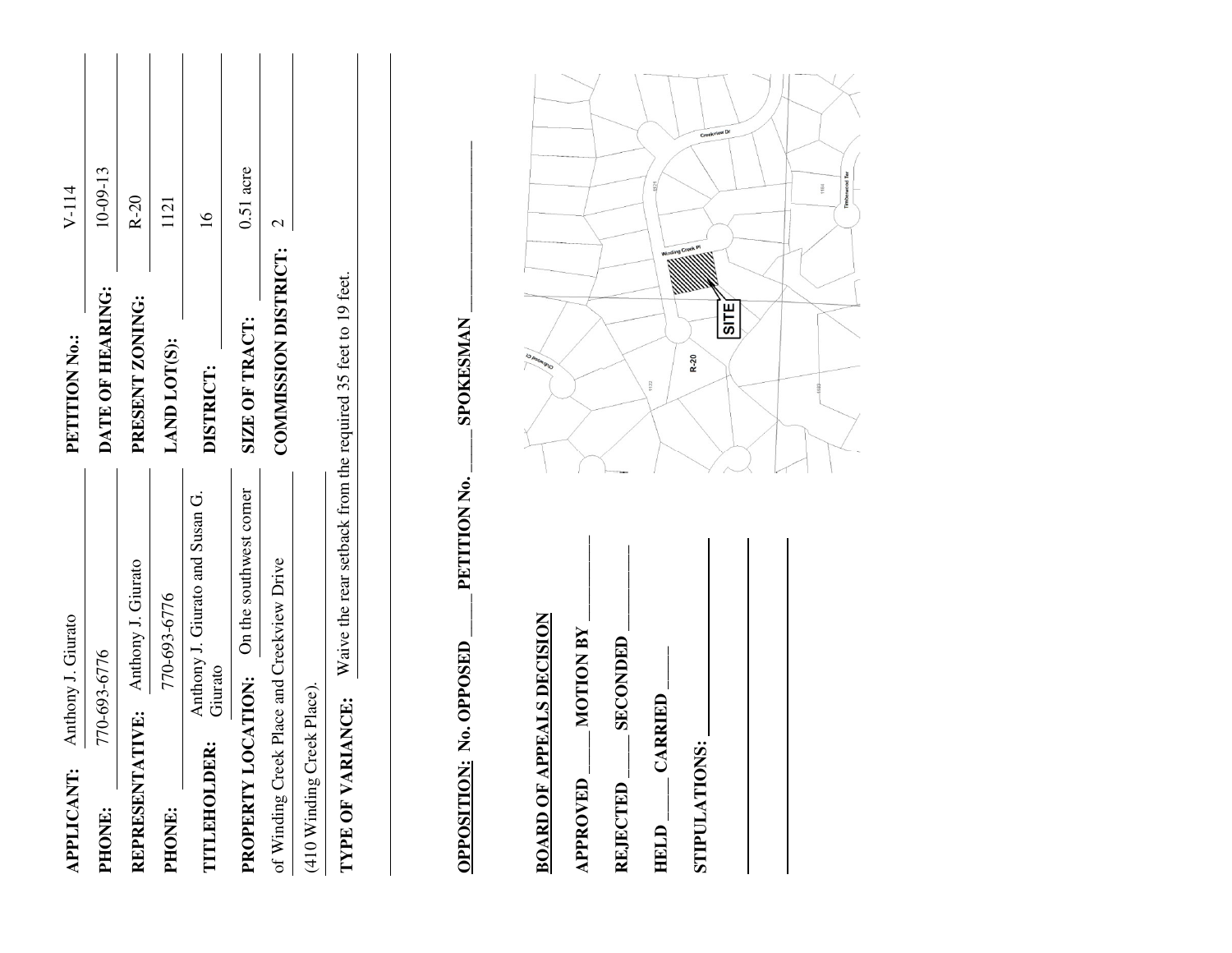| | | | |
|---|---|---|---|
| **APPLICANT:** | Anthony J. Giurato | **PETITION No.:** | V-114 |
| **PHONE:** | 770-693-6776 | **DATE OF HEARING:** | 10-09-13 |
| **REPRESENTATIVE:** | Anthony J. Giurato | **PRESENT ZONING:** | R-20 |
| **PHONE:** | 770-693-6776 | **LAND LOT(S):** | 1121 |
| **TITLEHOLDER:** | Anthony J. Giurato and Susan G. Giurato | **DISTRICT:** | 16 |
| **PROPERTY LOCATION:** | On the southwest corner of Winding Creek Place and Creekview Drive (410 Winding Creek Place). | **SIZE OF TRACT:** | 0.51 acre |
| | | **COMMISSION DISTRICT:** | 2 |

**TYPE OF VARIANCE:** Waive the rear setback from the required 35 feet to 19 feet.

**OPPOSITION:** **No. OPPOSED** ____ **PETITION No.** ____ **SPOKESMAN** ________

**BOARD OF APPEALS DECISION**

**APPROVED** ____ **MOTION BY** ________

**REJECTED** ____ **SECONDED** ________

**HELD** ____ **CARRIED** ____

**STIPULATIONS:** ________

Creekview Dr

Winding Creek Pl

Timberwood Ter

SITE

R-20

1121

1122

1104

1103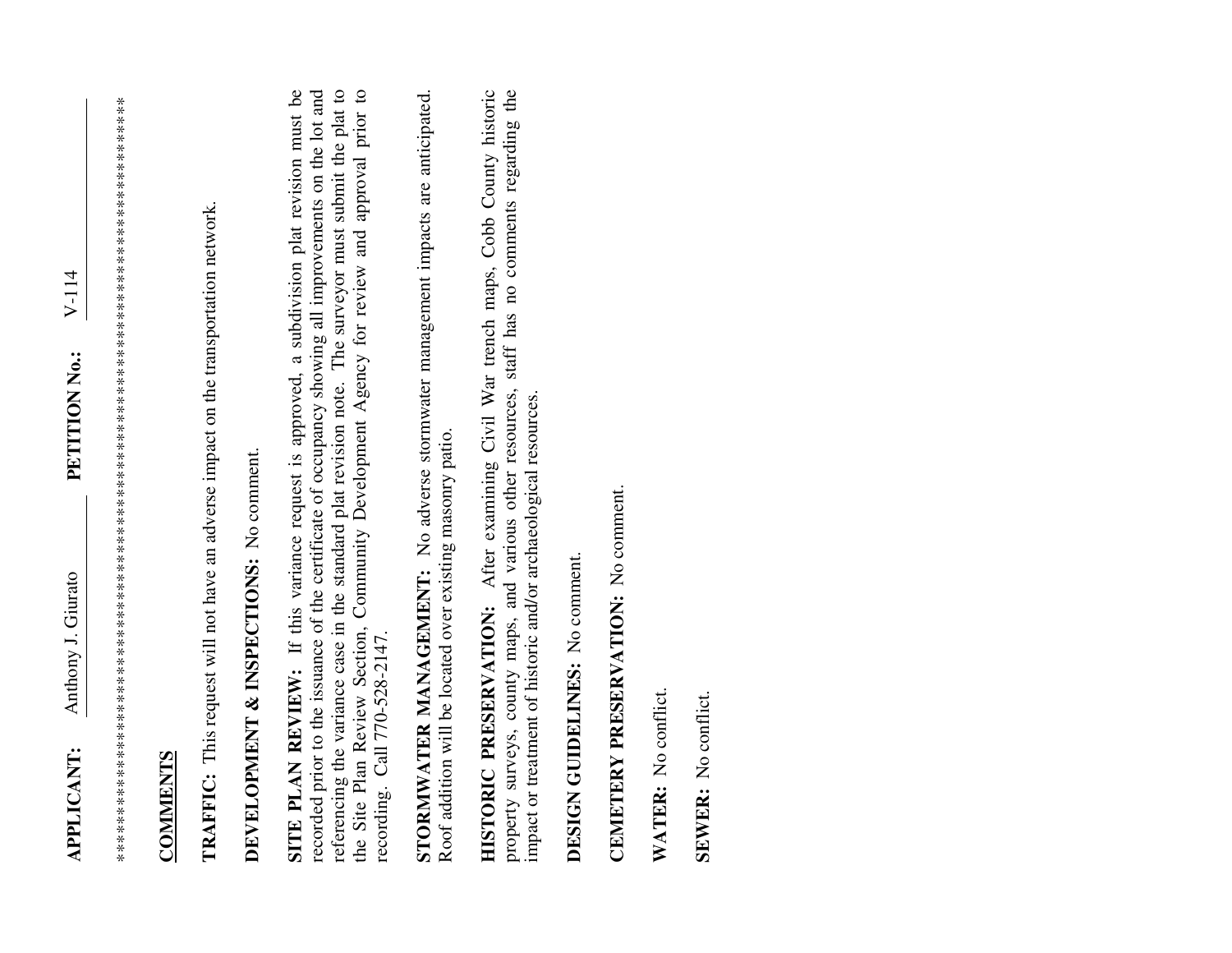**APPLICANT:** Anthony J. Giurato **PETITION No.:** V-114

****************************************************************************************

**COMMENTS**

**TRAFFIC:** This request will not have an adverse impact on the transportation network.

**DEVELOPMENT & INSPECTIONS:** No comment.

**SITE PLAN REVIEW:** If this variance request is approved, a subdivision plat revision must be recorded prior to the issuance of the certificate of occupancy showing all improvements on the lot and referencing the variance case in the standard plat revision note. The surveyor must submit the plat to the Site Plan Review Section, Community Development Agency for review and approval prior to recording. Call 770-528-2147.

**STORMWATER MANAGEMENT:** No adverse stormwater management impacts are anticipated. Roof addition will be located over existing masonry patio.

**HISTORIC PRESERVATION:** After examining Civil War trench maps, Cobb County historic property surveys, county maps, and various other resources, staff has no comments regarding the impact or treatment of historic and/or archaeological resources.

**DESIGN GUIDELINES:** No comment.

**CEMETERY PRESERVATION:** No comment.

**WATER:** No conflict.

**SEWER:** No conflict.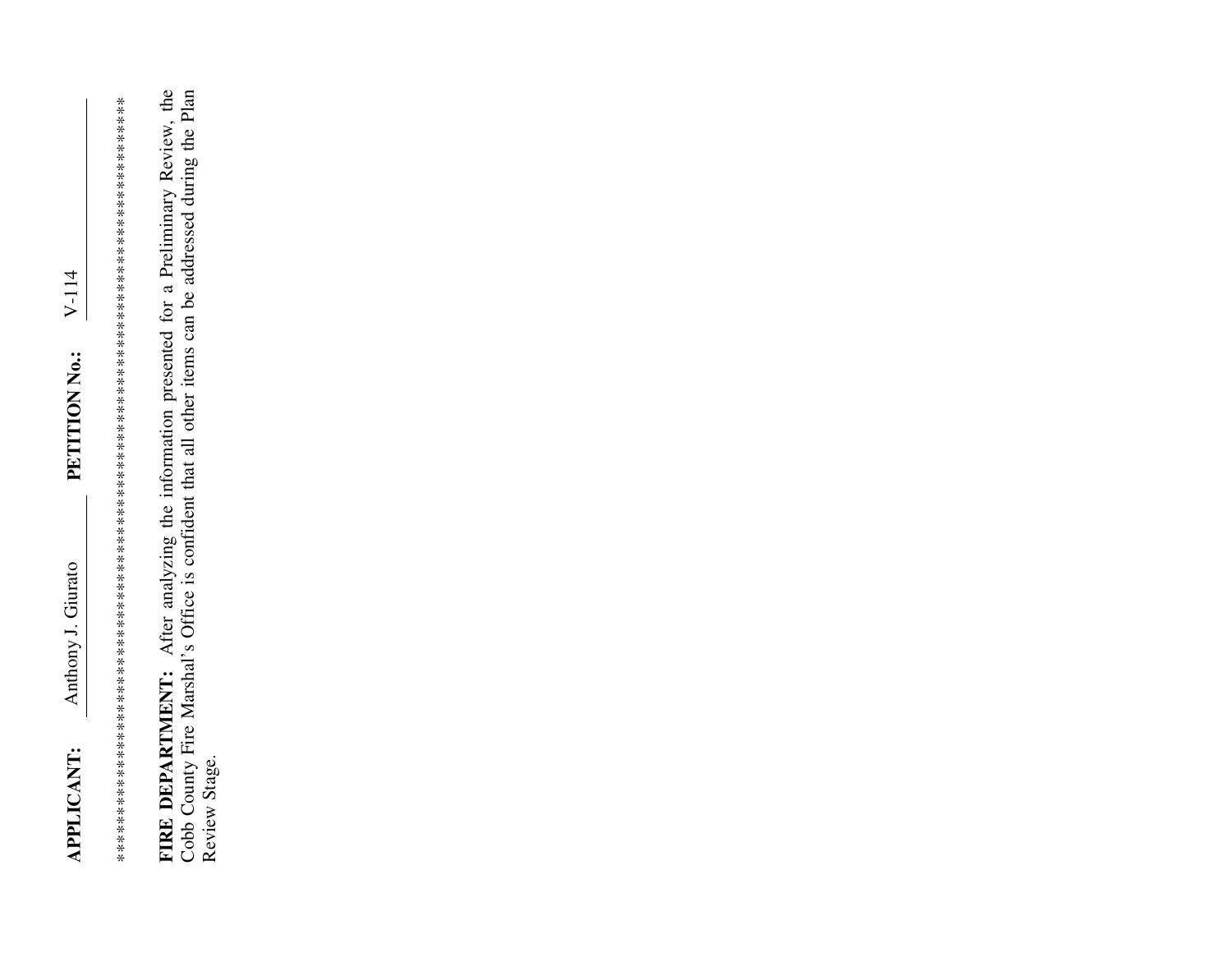**APPLICANT:** Anthony J. Giurato **PETITION No.:** V-114

*******************************************************************************

**FIRE DEPARTMENT:** After analyzing the information presented for a Preliminary Review, the Cobb County Fire Marshal's Office is confident that all other items can be addressed during the Plan Review Stage.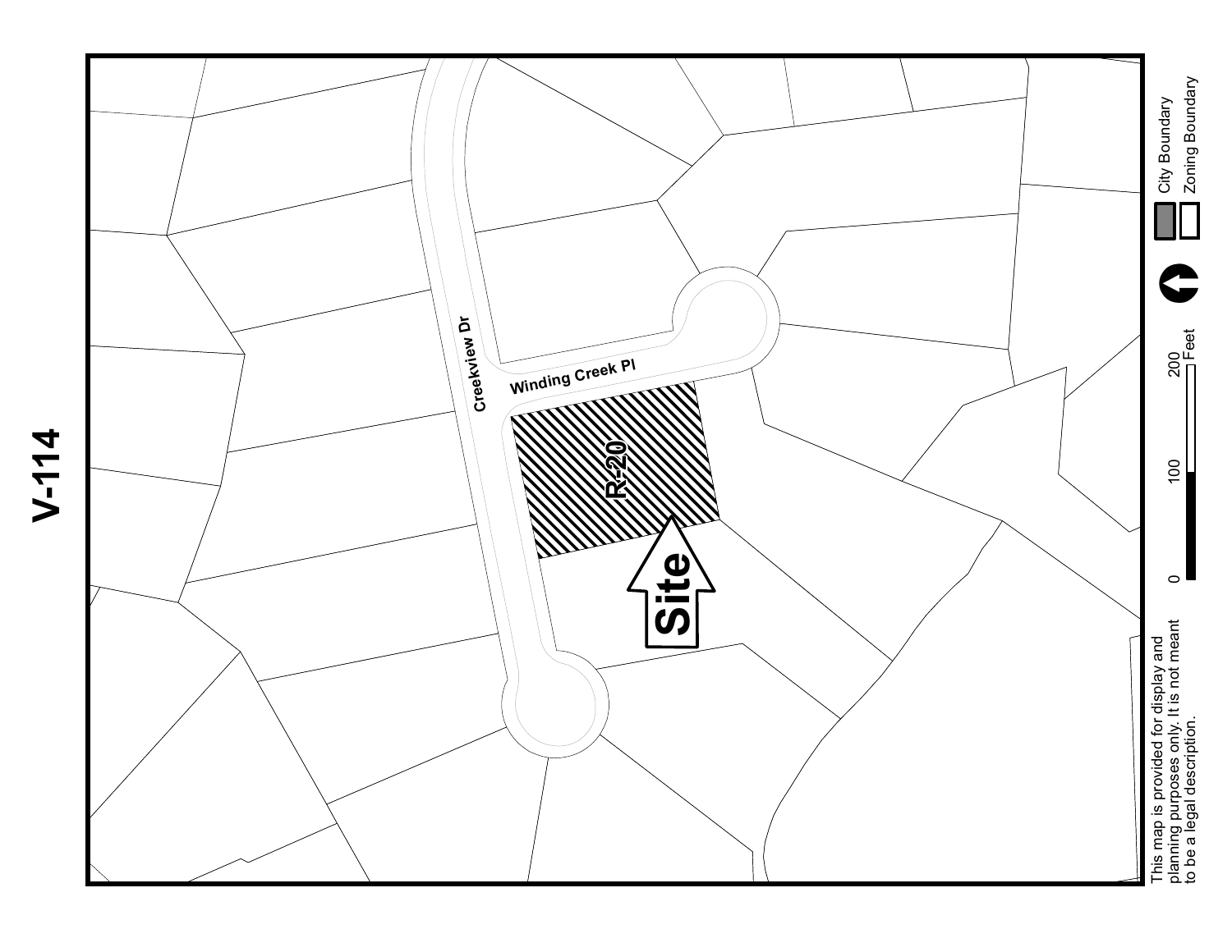# V-114

Creekview Dr

Winding Creek Pl

R-20

Site

0 100 200 Feet

City Boundary

Zoning Boundary

This map is provided for display and planning purposes only. It is not meant to be a legal description.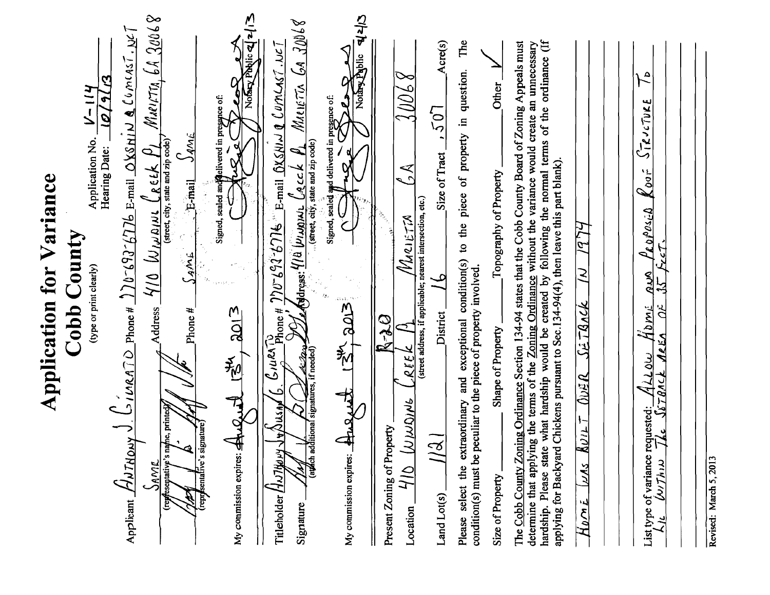# Application for Variance
## Cobb County

(type or print clearly)

Application No. V-114
Hearing Date: 10/9/13

Applicant ANTHONY J. GIURATO Phone # 770-693-6776 E-mail OXSHIN @ COMCAST.NET

SAME (representative's name, printed) Address 410 WINDING CREEK PL MARIETTA, GA 30068 (street, city, state and zip code)

(representative's signature) Phone # SAME E-mail SAME

Signed, sealed and delivered in presence of:

My commission expires: August 13th, 2013 Notary Public 9/2/13

Titleholder ANTHONY J. & SUSAN G. GIURATO Phone # 770-693-6776 E-mail OXSHIN @ COMCAST.NET

Signature (attach additional signatures, if needed) Address: 410 WINDING CREEK PL MARIETTA GA 30068 (street, city, state and zip code)

Signed, sealed and delivered in presence of:

My commission expires: August 13th, 2013 Notary Public 9/2/13

Present Zoning of Property R-20

Location 410 WINDING CREEK PL MARIETTA GA 30068 (street address, if applicable; nearest intersection, etc.)

Land Lot(s) 1121 District 16 Size of Tract .507 Acre(s)

Please select the extraordinary and exceptional condition(s) to the piece of property in question. The condition(s) must be peculiar to the piece of property involved.

Size of Property \_\_\_\_ Shape of Property \_\_\_\_ Topography of Property \_\_\_\_ Other ✓

The Cobb County Zoning Ordinance Section 134-94 states that the Cobb County Board of Zoning Appeals must determine that applying the terms of the Zoning Ordinance without the variance would create an unnecessary hardship. Please state what hardship would be created by following the normal terms of the ordinance (If applying for Backyard Chickens pursuant to Sec.134-94(4), then leave this part blank).

HOME WAS BUILT OVER SETBACK IN 1974

List type of variance requested: ALLOW HOME AND PROPOSED ROOF STRUCTURE TO LIE WITHIN THE SETBACK AREA OF 35 FEET.

Revised: March 5, 2013